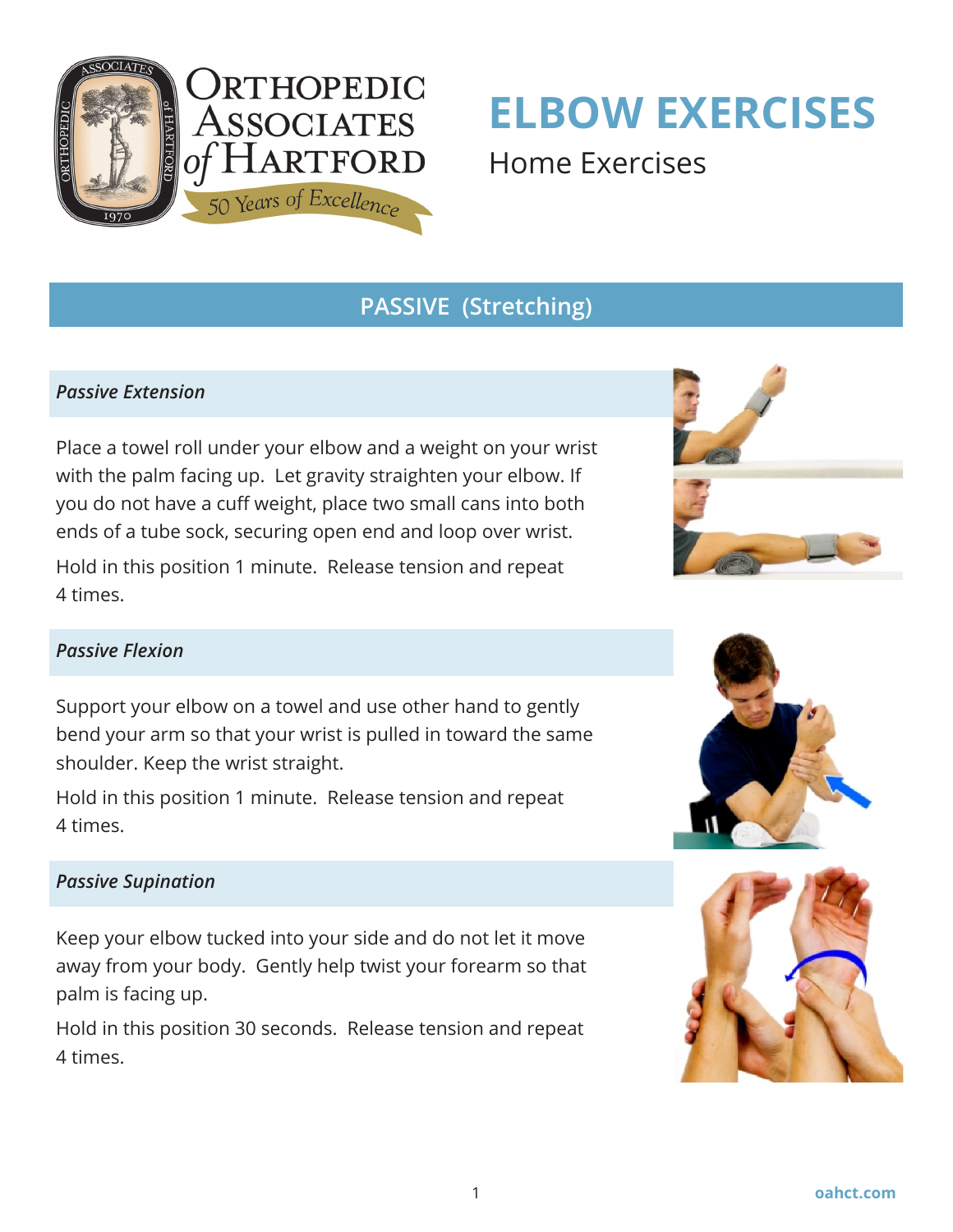# ELBOW EXERCISES

Home Exercises

## PASSIVE (Stretching)

### *Passive Extension*

Place a towel roll under your elbow and a weight on your wrist with the palm facing up. Let gravity straighten your elbow. If you do not have a cuff weight, place two small cans into both ends of a tube sock, securing open end and loop over wrist.

Hold in this position 1 minute. Release tension and repeat 4 times.

### *Passive Flexion*

Support your elbow on a towel and use other hand to gently bend your arm so that your wrist is pulled in toward the same shoulder. Keep the wrist straight.

Hold in this position 1 minute. Release tension and repeat 4 times.

### *Passive Supination*

Keep your elbow tucked into your side and do not let it move away from your body. Gently help twist your forearm so that palm is facing up.

Hold in this position 30 seconds. Release tension and repeat 4 times.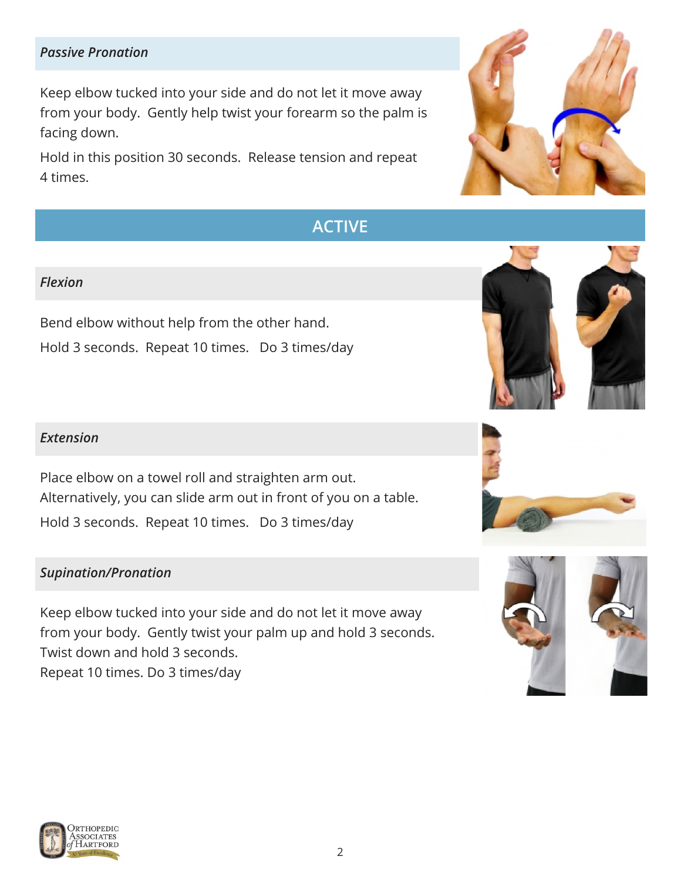### *Passive Pronation*

Keep elbow tucked into your side and do not let it move away from your body. Gently help twist your forearm so the palm is facing down.

Hold in this position 30 seconds. Release tension and repeat 4 times.

## ACTIVE

### *Flexion*

Bend elbow without help from the other hand.

Hold 3 seconds. Repeat 10 times. Do 3 times/day

### *Extension*

Place elbow on a towel roll and straighten arm out. Alternatively, you can slide arm out in front of you on a table.

Hold 3 seconds. Repeat 10 times. Do 3 times/day

### *Supination/Pronation*

Keep elbow tucked into your side and do not let it move away from your body. Gently twist your palm up and hold 3 seconds. Twist down and hold 3 seconds.

Repeat 10 times. Do 3 times/day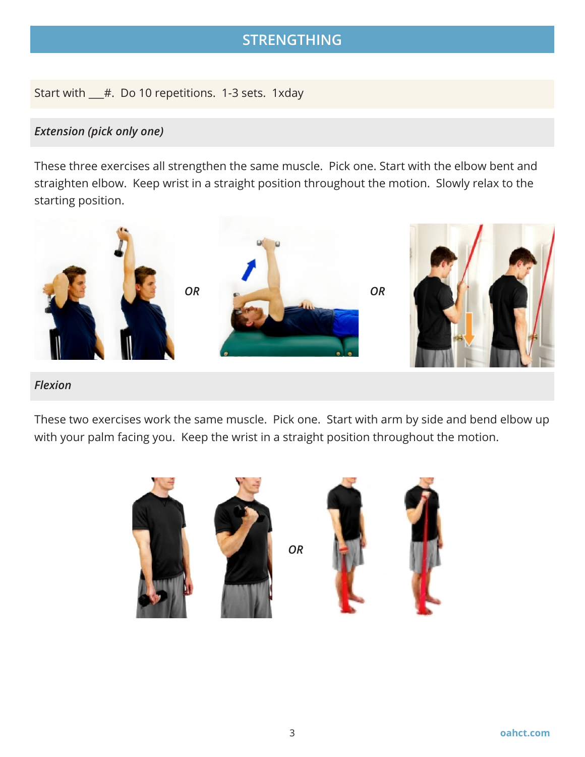## STRENGTHING

Start with ___#. Do 10 repetitions. 1-3 sets. 1xday

### *Extension (pick only one)*

These three exercises all strengthen the same muscle. Pick one. Start with the elbow bent and straighten elbow. Keep wrist in a straight position throughout the motion. Slowly relax to the starting position.

*OR*

*OR*

### *Flexion*

These two exercises work the same muscle. Pick one. Start with arm by side and bend elbow up with your palm facing you. Keep the wrist in a straight position throughout the motion.

*OR*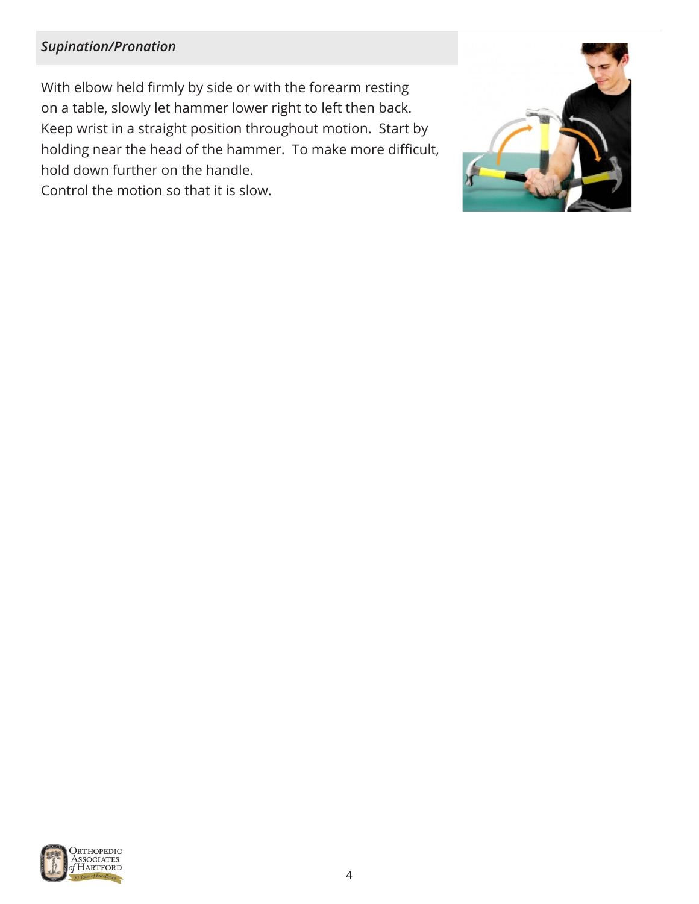### *Supination/Pronation*

With elbow held firmly by side or with the forearm resting on a table, slowly let hammer lower right to left then back. Keep wrist in a straight position throughout motion. Start by holding near the head of the hammer. To make more difficult, hold down further on the handle.
Control the motion so that it is slow.